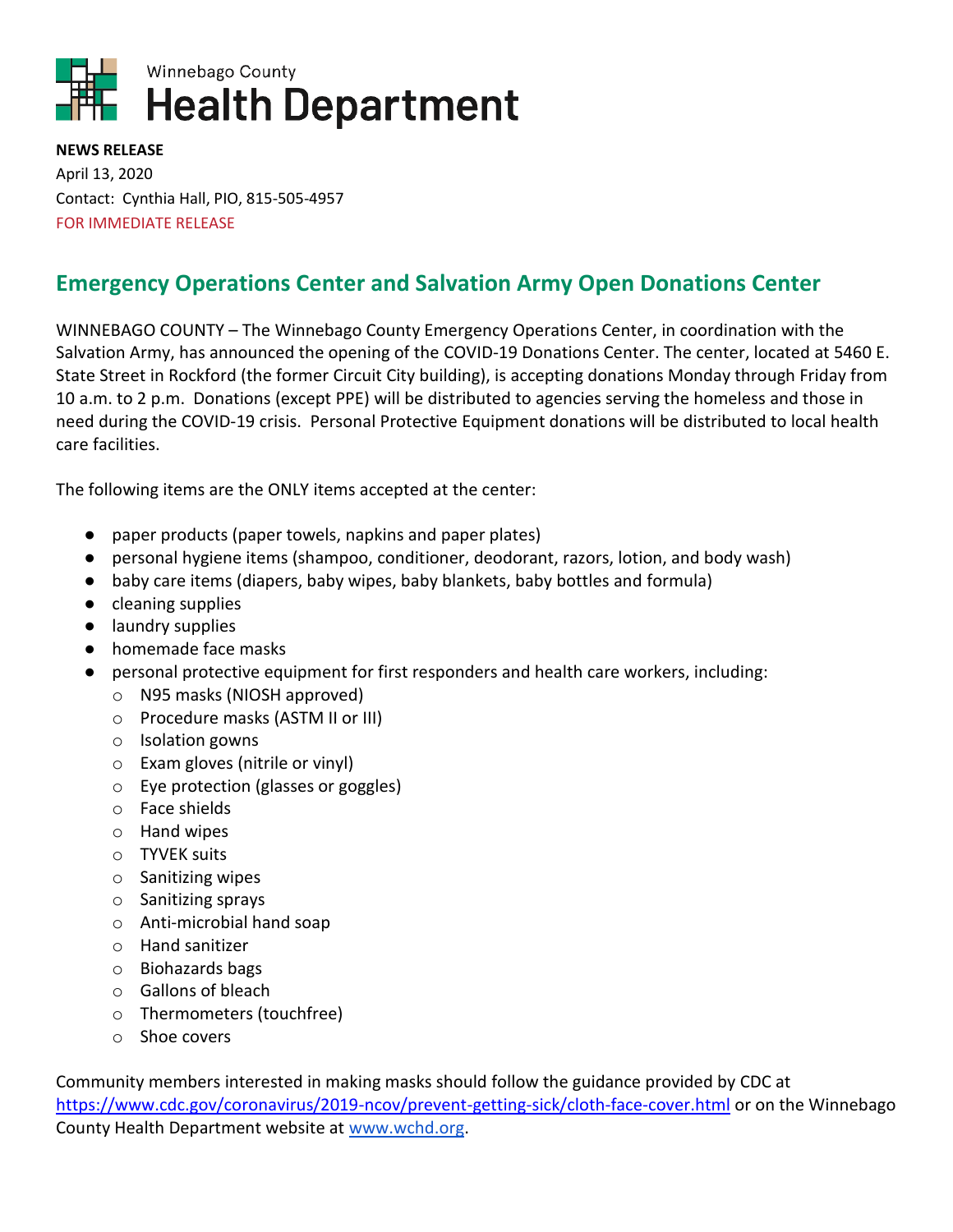Winnebago County

# Health Department

**NEWS RELEASE**
April 13, 2020
Contact: Cynthia Hall, PIO, 815-505-4957
FOR IMMEDIATE RELEASE

## Emergency Operations Center and Salvation Army Open Donations Center

WINNEBAGO COUNTY – The Winnebago County Emergency Operations Center, in coordination with the Salvation Army, has announced the opening of the COVID-19 Donations Center. The center, located at 5460 E. State Street in Rockford (the former Circuit City building), is accepting donations Monday through Friday from 10 a.m. to 2 p.m. Donations (except PPE) will be distributed to agencies serving the homeless and those in need during the COVID-19 crisis. Personal Protective Equipment donations will be distributed to local health care facilities.

The following items are the ONLY items accepted at the center:

- paper products (paper towels, napkins and paper plates)
- personal hygiene items (shampoo, conditioner, deodorant, razors, lotion, and body wash)
- baby care items (diapers, baby wipes, baby blankets, baby bottles and formula)
- cleaning supplies
- laundry supplies
- homemade face masks
- personal protective equipment for first responders and health care workers, including:
  - N95 masks (NIOSH approved)
  - Procedure masks (ASTM II or III)
  - Isolation gowns
  - Exam gloves (nitrile or vinyl)
  - Eye protection (glasses or goggles)
  - Face shields
  - Hand wipes
  - TYVEK suits
  - Sanitizing wipes
  - Sanitizing sprays
  - Anti-microbial hand soap
  - Hand sanitizer
  - Biohazards bags
  - Gallons of bleach
  - Thermometers (touchfree)
  - Shoe covers

Community members interested in making masks should follow the guidance provided by CDC at https://www.cdc.gov/coronavirus/2019-ncov/prevent-getting-sick/cloth-face-cover.html or on the Winnebago County Health Department website at www.wchd.org.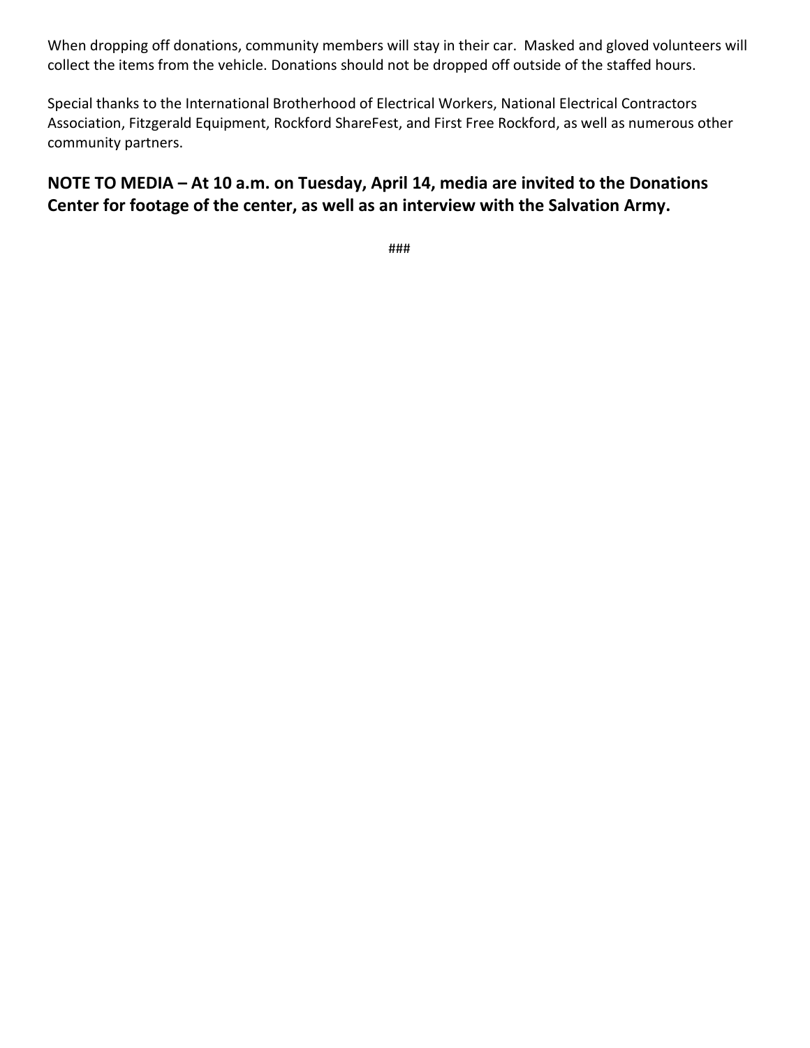When dropping off donations, community members will stay in their car. Masked and gloved volunteers will collect the items from the vehicle. Donations should not be dropped off outside of the staffed hours.

Special thanks to the International Brotherhood of Electrical Workers, National Electrical Contractors Association, Fitzgerald Equipment, Rockford ShareFest, and First Free Rockford, as well as numerous other community partners.

**NOTE TO MEDIA – At 10 a.m. on Tuesday, April 14, media are invited to the Donations Center for footage of the center, as well as an interview with the Salvation Army.**

###